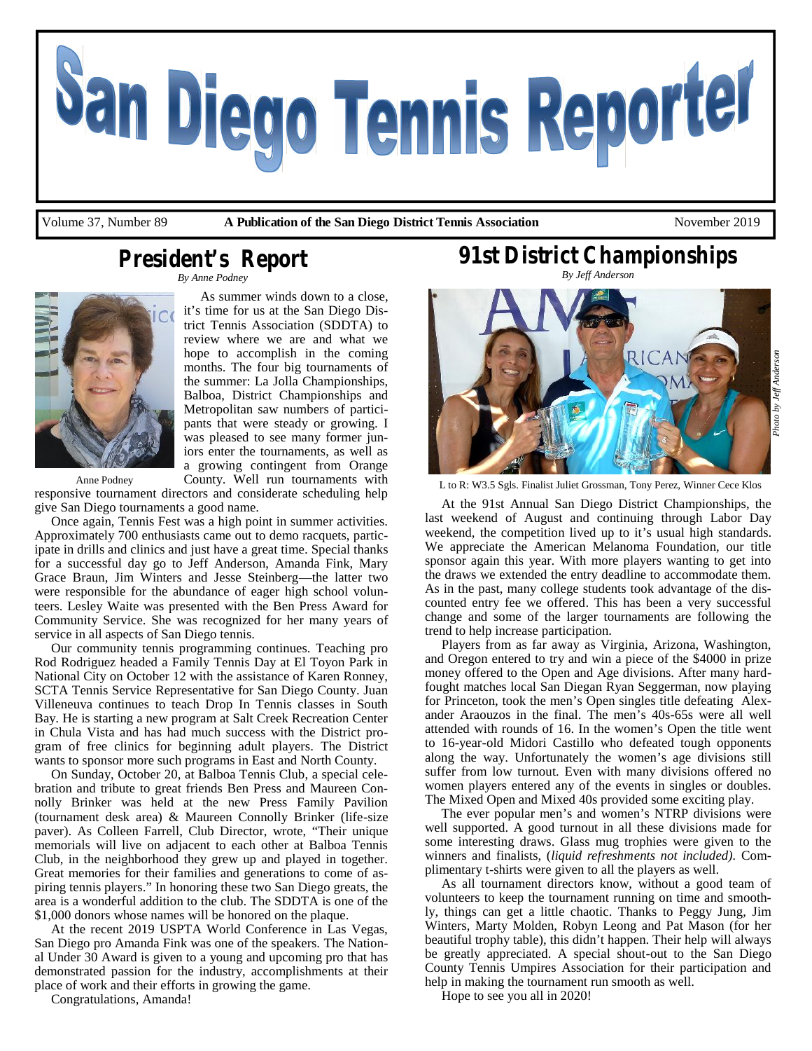# San Diego Tennis Reporter

Volume 37, Number 89 **A Publication of the San Diego District Tennis Association** November 2019

## President's Report

*By Anne Podney*

Anne Podney

As summer winds down to a close, it's time for us at the San Diego District Tennis Association (SDDTA) to review where we are and what we hope to accomplish in the coming months. The four big tournaments of the summer: La Jolla Championships, Balboa, District Championships and Metropolitan saw numbers of participants that were steady or growing. I was pleased to see many former juniors enter the tournaments, as well as a growing contingent from Orange County. Well run tournaments with responsive tournament directors and considerate scheduling help give San Diego tournaments a good name.

Once again, Tennis Fest was a high point in summer activities. Approximately 700 enthusiasts came out to demo racquets, participate in drills and clinics and just have a great time. Special thanks for a successful day go to Jeff Anderson, Amanda Fink, Mary Grace Braun, Jim Winters and Jesse Steinberg—the latter two were responsible for the abundance of eager high school volunteers. Lesley Waite was presented with the Ben Press Award for Community Service. She was recognized for her many years of service in all aspects of San Diego tennis.

Our community tennis programming continues. Teaching pro Rod Rodriguez headed a Family Tennis Day at El Toyon Park in National City on October 12 with the assistance of Karen Ronney, SCTA Tennis Service Representative for San Diego County. Juan Villeneuva continues to teach Drop In Tennis classes in South Bay. He is starting a new program at Salt Creek Recreation Center in Chula Vista and has had much success with the District program of free clinics for beginning adult players. The District wants to sponsor more such programs in East and North County.

On Sunday, October 20, at Balboa Tennis Club, a special celebration and tribute to great friends Ben Press and Maureen Connolly Brinker was held at the new Press Family Pavilion (tournament desk area) & Maureen Connolly Brinker (life-size paver). As Colleen Farrell, Club Director, wrote, "Their unique memorials will live on adjacent to each other at Balboa Tennis Club, in the neighborhood they grew up and played in together. Great memories for their families and generations to come of aspiring tennis players." In honoring these two San Diego greats, the area is a wonderful addition to the club. The SDDTA is one of the $1,000 donors whose names will be honored on the plaque.

At the recent 2019 USPTA World Conference in Las Vegas, San Diego pro Amanda Fink was one of the speakers. The National Under 30 Award is given to a young and upcoming pro that has demonstrated passion for the industry, accomplishments at their place of work and their efforts in growing the game.

Congratulations, Amanda!

## 91st District Championships

*By Jeff Anderson*

*Photo by Jeff Anderson*

L to R: W3.5 Sgls. Finalist Juliet Grossman, Tony Perez, Winner Cece Klos

At the 91st Annual San Diego District Championships, the last weekend of August and continuing through Labor Day weekend, the competition lived up to it's usual high standards. We appreciate the American Melanoma Foundation, our title sponsor again this year. With more players wanting to get into the draws we extended the entry deadline to accommodate them. As in the past, many college students took advantage of the discounted entry fee we offered. This has been a very successful change and some of the larger tournaments are following the trend to help increase participation.

Players from as far away as Virginia, Arizona, Washington, and Oregon entered to try and win a piece of the $4000 in prize money offered to the Open and Age divisions. After many hard-fought matches local San Diegan Ryan Seggerman, now playing for Princeton, took the men's Open singles title defeating Alexander Araouzos in the final. The men's 40s-65s were all well attended with rounds of 16. In the women's Open the title went to 16-year-old Midori Castillo who defeated tough opponents along the way. Unfortunately the women's age divisions still suffer from low turnout. Even with many divisions offered no women players entered any of the events in singles or doubles. The Mixed Open and Mixed 40s provided some exciting play.

The ever popular men's and women's NTRP divisions were well supported. A good turnout in all these divisions made for some interesting draws. Glass mug trophies were given to the winners and finalists, (*liquid refreshments not included).* Complimentary t-shirts were given to all the players as well.

As all tournament directors know, without a good team of volunteers to keep the tournament running on time and smoothly, things can get a little chaotic. Thanks to Peggy Jung, Jim Winters, Marty Molden, Robyn Leong and Pat Mason (for her beautiful trophy table), this didn't happen. Their help will always be greatly appreciated. A special shout-out to the San Diego County Tennis Umpires Association for their participation and help in making the tournament run smooth as well.

Hope to see you all in 2020!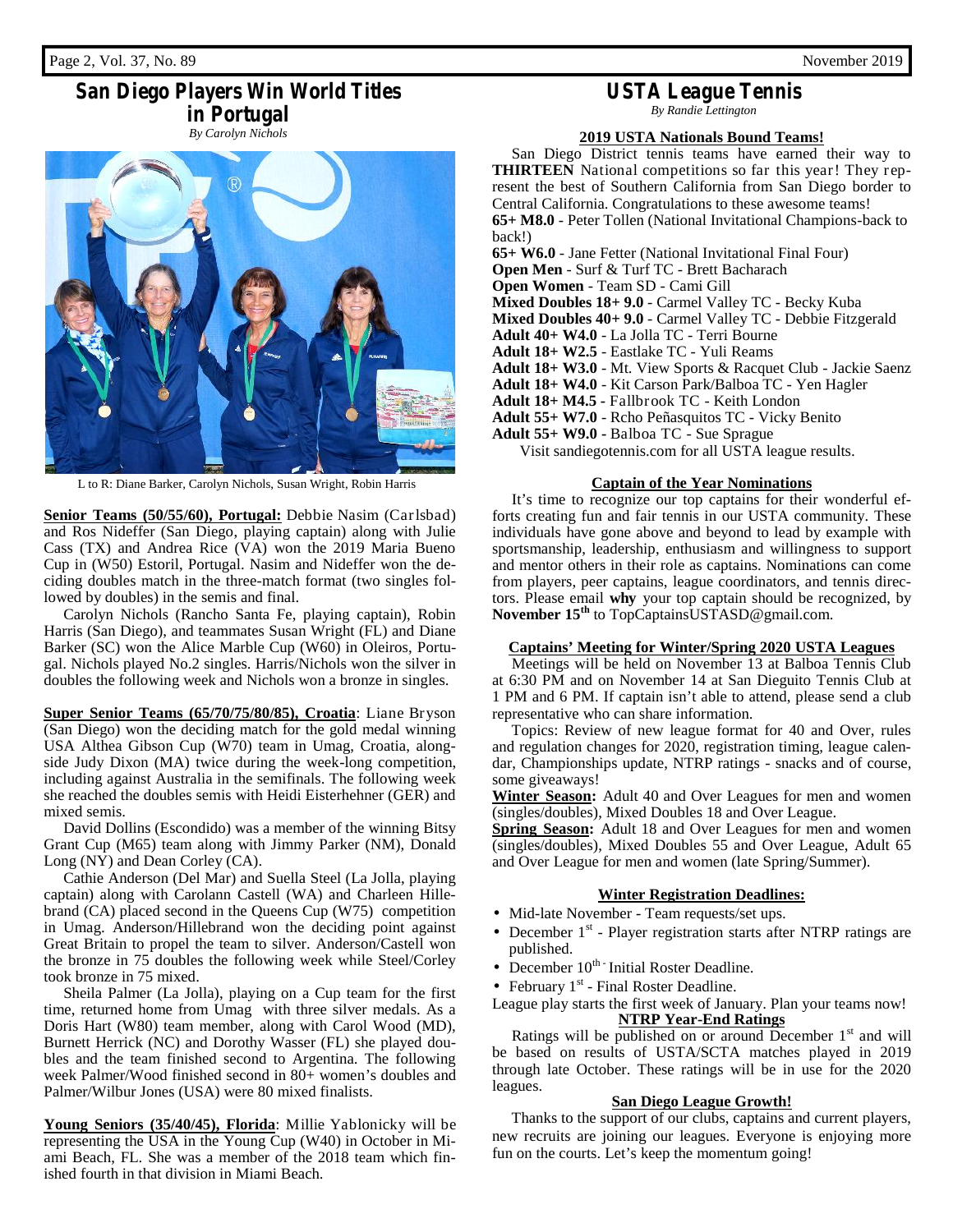## San Diego Players Win World Titles in Portugal

*By Carolyn Nichols*

L to R: Diane Barker, Carolyn Nichols, Susan Wright, Robin Harris

**Senior Teams (50/55/60), Portugal:** Debbie Nasim (Carlsbad) and Ros Nideffer (San Diego, playing captain) along with Julie Cass (TX) and Andrea Rice (VA) won the 2019 Maria Bueno Cup in (W50) Estoril, Portugal. Nasim and Nideffer won the deciding doubles match in the three-match format (two singles followed by doubles) in the semis and final.

Carolyn Nichols (Rancho Santa Fe, playing captain), Robin Harris (San Diego), and teammates Susan Wright (FL) and Diane Barker (SC) won the Alice Marble Cup (W60) in Oleiros, Portugal. Nichols played No.2 singles. Harris/Nichols won the silver in doubles the following week and Nichols won a bronze in singles.

**Super Senior Teams (65/70/75/80/85), Croatia**: Liane Bryson (San Diego) won the deciding match for the gold medal winning USA Althea Gibson Cup (W70) team in Umag, Croatia, alongside Judy Dixon (MA) twice during the week-long competition, including against Australia in the semifinals. The following week she reached the doubles semis with Heidi Eisterhehner (GER) and mixed semis.

David Dollins (Escondido) was a member of the winning Bitsy Grant Cup (M65) team along with Jimmy Parker (NM), Donald Long (NY) and Dean Corley (CA).

Cathie Anderson (Del Mar) and Suella Steel (La Jolla, playing captain) along with Carolann Castell (WA) and Charleen Hillebrand (CA) placed second in the Queens Cup (W75) competition in Umag. Anderson/Hillebrand won the deciding point against Great Britain to propel the team to silver. Anderson/Castell won the bronze in 75 doubles the following week while Steel/Corley took bronze in 75 mixed.

Sheila Palmer (La Jolla), playing on a Cup team for the first time, returned home from Umag with three silver medals. As a Doris Hart (W80) team member, along with Carol Wood (MD), Burnett Herrick (NC) and Dorothy Wasser (FL) she played doubles and the team finished second to Argentina. The following week Palmer/Wood finished second in 80+ women's doubles and Palmer/Wilbur Jones (USA) were 80 mixed finalists.

**Young Seniors (35/40/45), Florida**: Millie Yablonicky will be representing the USA in the Young Cup (W40) in October in Miami Beach, FL. She was a member of the 2018 team which finished fourth in that division in Miami Beach.

## USTA League Tennis

*By Randie Lettington*

### 2019 USTA Nationals Bound Teams!

San Diego District tennis teams have earned their way to **THIRTEEN** National competitions so far this year! They represent the best of Southern California from San Diego border to Central California. Congratulations to these awesome teams!

**65+ M8.0** - Peter Tollen (National Invitational Champions-back to back!)
**65+ W6.0** - Jane Fetter (National Invitational Final Four)
**Open Men** - Surf & Turf TC - Brett Bacharach
**Open Women** - Team SD - Cami Gill
**Mixed Doubles 18+ 9.0** - Carmel Valley TC - Becky Kuba
**Mixed Doubles 40+ 9.0** - Carmel Valley TC - Debbie Fitzgerald
**Adult 40+ W4.0** - La Jolla TC - Terri Bourne
**Adult 18+ W2.5** - Eastlake TC - Yuli Reams
**Adult 18+ W3.0** - Mt. View Sports & Racquet Club - Jackie Saenz
**Adult 18+ W4.0** - Kit Carson Park/Balboa TC - Yen Hagler
**Adult 18+ M4.5** - Fallbrook TC - Keith London
**Adult 55+ W7.0** - Rcho Peñasquitos TC - Vicky Benito
**Adult 55+ W9.0** - Balboa TC - Sue Sprague

Visit sandiegotennis.com for all USTA league results.

### Captain of the Year Nominations

It's time to recognize our top captains for their wonderful efforts creating fun and fair tennis in our USTA community. These individuals have gone above and beyond to lead by example with sportsmanship, leadership, enthusiasm and willingness to support and mentor others in their role as captains. Nominations can come from players, peer captains, league coordinators, and tennis directors. Please email **why** your top captain should be recognized, by **November 15th** to TopCaptainsUSTASD@gmail.com.

### Captains' Meeting for Winter/Spring 2020 USTA Leagues

Meetings will be held on November 13 at Balboa Tennis Club at 6:30 PM and on November 14 at San Dieguito Tennis Club at 1 PM and 6 PM. If captain isn't able to attend, please send a club representative who can share information.

Topics: Review of new league format for 40 and Over, rules and regulation changes for 2020, registration timing, league calendar, Championships update, NTRP ratings - snacks and of course, some giveaways!

**Winter Season:** Adult 40 and Over Leagues for men and women (singles/doubles), Mixed Doubles 18 and Over League.

**Spring Season:** Adult 18 and Over Leagues for men and women (singles/doubles), Mixed Doubles 55 and Over League, Adult 65 and Over League for men and women (late Spring/Summer).

### Winter Registration Deadlines:

- Mid-late November - Team requests/set ups.
- December 1st - Player registration starts after NTRP ratings are published.
- December 10th - Initial Roster Deadline.
- February 1st - Final Roster Deadline.

League play starts the first week of January. Plan your teams now!

### NTRP Year-End Ratings

Ratings will be published on or around December 1st and will be based on results of USTA/SCTA matches played in 2019 through late October. These ratings will be in use for the 2020 leagues.

### San Diego League Growth!

Thanks to the support of our clubs, captains and current players, new recruits are joining our leagues. Everyone is enjoying more fun on the courts. Let's keep the momentum going!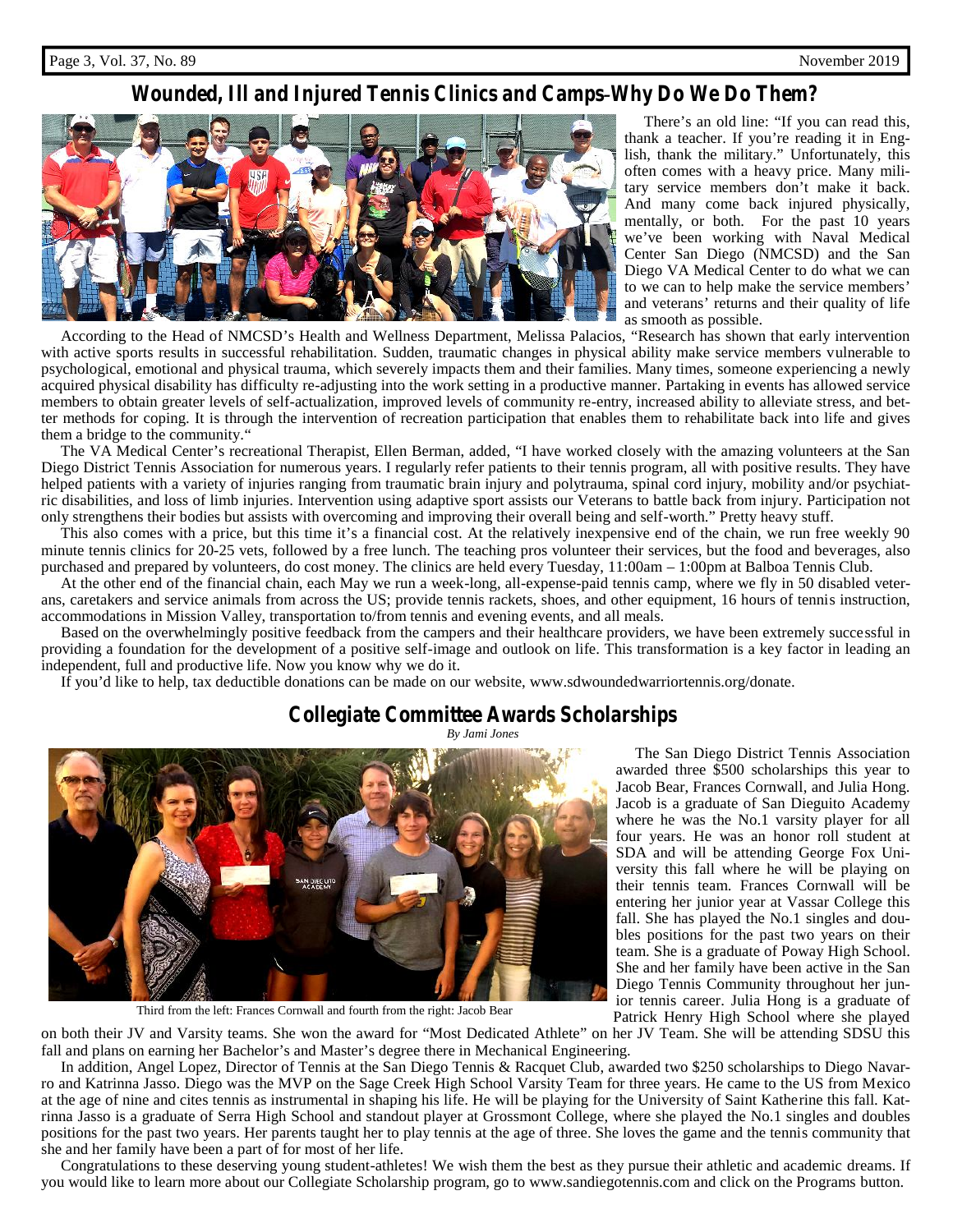## Wounded, Ill and Injured Tennis Clinics and Camps–Why Do We Do Them?

There's an old line: "If you can read this, thank a teacher. If you're reading it in English, thank the military." Unfortunately, this often comes with a heavy price. Many military service members don't make it back. And many come back injured physically, mentally, or both. For the past 10 years we've been working with Naval Medical Center San Diego (NMCSD) and the San Diego VA Medical Center to do what we can to we can to help make the service members' and veterans' returns and their quality of life as smooth as possible.

According to the Head of NMCSD's Health and Wellness Department, Melissa Palacios, "Research has shown that early intervention with active sports results in successful rehabilitation. Sudden, traumatic changes in physical ability make service members vulnerable to psychological, emotional and physical trauma, which severely impacts them and their families. Many times, someone experiencing a newly acquired physical disability has difficulty re-adjusting into the work setting in a productive manner. Partaking in events has allowed service members to obtain greater levels of self-actualization, improved levels of community re-entry, increased ability to alleviate stress, and better methods for coping. It is through the intervention of recreation participation that enables them to rehabilitate back into life and gives them a bridge to the community."

The VA Medical Center's recreational Therapist, Ellen Berman, added, "I have worked closely with the amazing volunteers at the San Diego District Tennis Association for numerous years. I regularly refer patients to their tennis program, all with positive results. They have helped patients with a variety of injuries ranging from traumatic brain injury and polytrauma, spinal cord injury, mobility and/or psychiatric disabilities, and loss of limb injuries. Intervention using adaptive sport assists our Veterans to battle back from injury. Participation not only strengthens their bodies but assists with overcoming and improving their overall being and self-worth." Pretty heavy stuff.

This also comes with a price, but this time it's a financial cost. At the relatively inexpensive end of the chain, we run free weekly 90 minute tennis clinics for 20-25 vets, followed by a free lunch. The teaching pros volunteer their services, but the food and beverages, also purchased and prepared by volunteers, do cost money. The clinics are held every Tuesday, 11:00am – 1:00pm at Balboa Tennis Club.

At the other end of the financial chain, each May we run a week-long, all-expense-paid tennis camp, where we fly in 50 disabled veterans, caretakers and service animals from across the US; provide tennis rackets, shoes, and other equipment, 16 hours of tennis instruction, accommodations in Mission Valley, transportation to/from tennis and evening events, and all meals.

Based on the overwhelmingly positive feedback from the campers and their healthcare providers, we have been extremely successful in providing a foundation for the development of a positive self-image and outlook on life. This transformation is a key factor in leading an independent, full and productive life. Now you know why we do it.

If you'd like to help, tax deductible donations can be made on our website, www.sdwoundedwarriortennis.org/donate.

## Collegiate Committee Awards Scholarships

*By Jami Jones*

Third from the left: Frances Cornwall and fourth from the right: Jacob Bear

The San Diego District Tennis Association awarded three $500 scholarships this year to Jacob Bear, Frances Cornwall, and Julia Hong. Jacob is a graduate of San Dieguito Academy where he was the No.1 varsity player for all four years. He was an honor roll student at SDA and will be attending George Fox University this fall where he will be playing on their tennis team. Frances Cornwall will be entering her junior year at Vassar College this fall. She has played the No.1 singles and doubles positions for the past two years on their team. She is a graduate of Poway High School. She and her family have been active in the San Diego Tennis Community throughout her junior tennis career. Julia Hong is a graduate of Patrick Henry High School where she played on both their JV and Varsity teams. She won the award for "Most Dedicated Athlete" on her JV Team. She will be attending SDSU this fall and plans on earning her Bachelor's and Master's degree there in Mechanical Engineering.

In addition, Angel Lopez, Director of Tennis at the San Diego Tennis & Racquet Club, awarded two $250 scholarships to Diego Navarro and Katrinna Jasso. Diego was the MVP on the Sage Creek High School Varsity Team for three years. He came to the US from Mexico at the age of nine and cites tennis as instrumental in shaping his life. He will be playing for the University of Saint Katherine this fall. Katrinna Jasso is a graduate of Serra High School and standout player at Grossmont College, where she played the No.1 singles and doubles positions for the past two years. Her parents taught her to play tennis at the age of three. She loves the game and the tennis community that she and her family have been a part of for most of her life.

Congratulations to these deserving young student-athletes! We wish them the best as they pursue their athletic and academic dreams. If you would like to learn more about our Collegiate Scholarship program, go to www.sandiegotennis.com and click on the Programs button.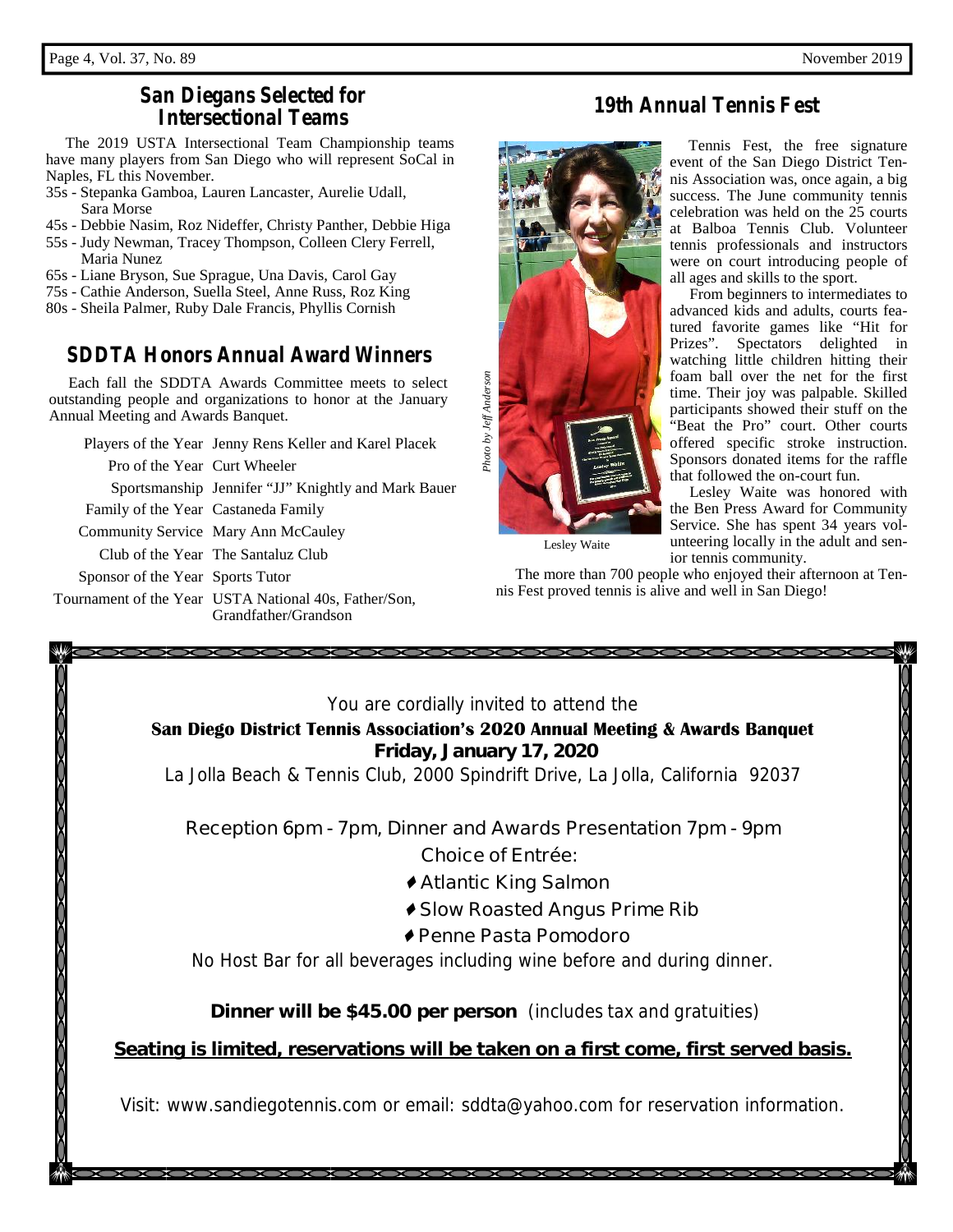## San Diegans Selected for Intersectional Teams

The 2019 USTA Intersectional Team Championship teams have many players from San Diego who will represent SoCal in Naples, FL this November.

- 35s - Stepanka Gamboa, Lauren Lancaster, Aurelie Udall, Sara Morse
- 45s - Debbie Nasim, Roz Nideffer, Christy Panther, Debbie Higa
- 55s - Judy Newman, Tracey Thompson, Colleen Clery Ferrell, Maria Nunez
- 65s - Liane Bryson, Sue Sprague, Una Davis, Carol Gay
- 75s - Cathie Anderson, Suella Steel, Anne Russ, Roz King
- 80s - Sheila Palmer, Ruby Dale Francis, Phyllis Cornish

## SDDTA Honors Annual Award Winners

Each fall the SDDTA Awards Committee meets to select outstanding people and organizations to honor at the January Annual Meeting and Awards Banquet.

| | |
|---|---|
| Players of the Year | Jenny Rens Keller and Karel Placek |
| Pro of the Year | Curt Wheeler |
| Sportsmanship | Jennifer "JJ" Knightly and Mark Bauer |
| Family of the Year | Castaneda Family |
| Community Service | Mary Ann McCauley |
| Club of the Year | The Santaluz Club |
| Sponsor of the Year | Sports Tutor |
| Tournament of the Year | USTA National 40s, Father/Son, Grandfather/Grandson |

## 19th Annual Tennis Fest

*Photo by Jeff Anderson*

Lesley Waite

Tennis Fest, the free signature event of the San Diego District Tennis Association was, once again, a big success. The June community tennis celebration was held on the 25 courts at Balboa Tennis Club. Volunteer tennis professionals and instructors were on court introducing people of all ages and skills to the sport.

From beginners to intermediates to advanced kids and adults, courts featured favorite games like "Hit for Prizes". Spectators delighted in watching little children hitting their foam ball over the net for the first time. Their joy was palpable. Skilled participants showed their stuff on the "Beat the Pro" court. Other courts offered specific stroke instruction. Sponsors donated items for the raffle that followed the on-court fun.

Lesley Waite was honored with the Ben Press Award for Community Service. She has spent 34 years volunteering locally in the adult and senior tennis community.

The more than 700 people who enjoyed their afternoon at Tennis Fest proved tennis is alive and well in San Diego!

---

You are cordially invited to attend the

**San Diego District Tennis Association's 2020 Annual Meeting & Awards Banquet**

**Friday, January 17, 2020**

La Jolla Beach & Tennis Club, 2000 Spindrift Drive, La Jolla, California 92037

Reception 6pm - 7pm, Dinner and Awards Presentation 7pm - 9pm

Choice of Entrée:

- Atlantic King Salmon
- Slow Roasted Angus Prime Rib
- Penne Pasta Pomodoro

No Host Bar for all beverages including wine before and during dinner.

**Dinner will be $45.00 per person** (includes tax and gratuities)

**Seating is limited, reservations will be taken on a first come, first served basis.**

Visit: www.sandiegotennis.com or email: sddta@yahoo.com for reservation information.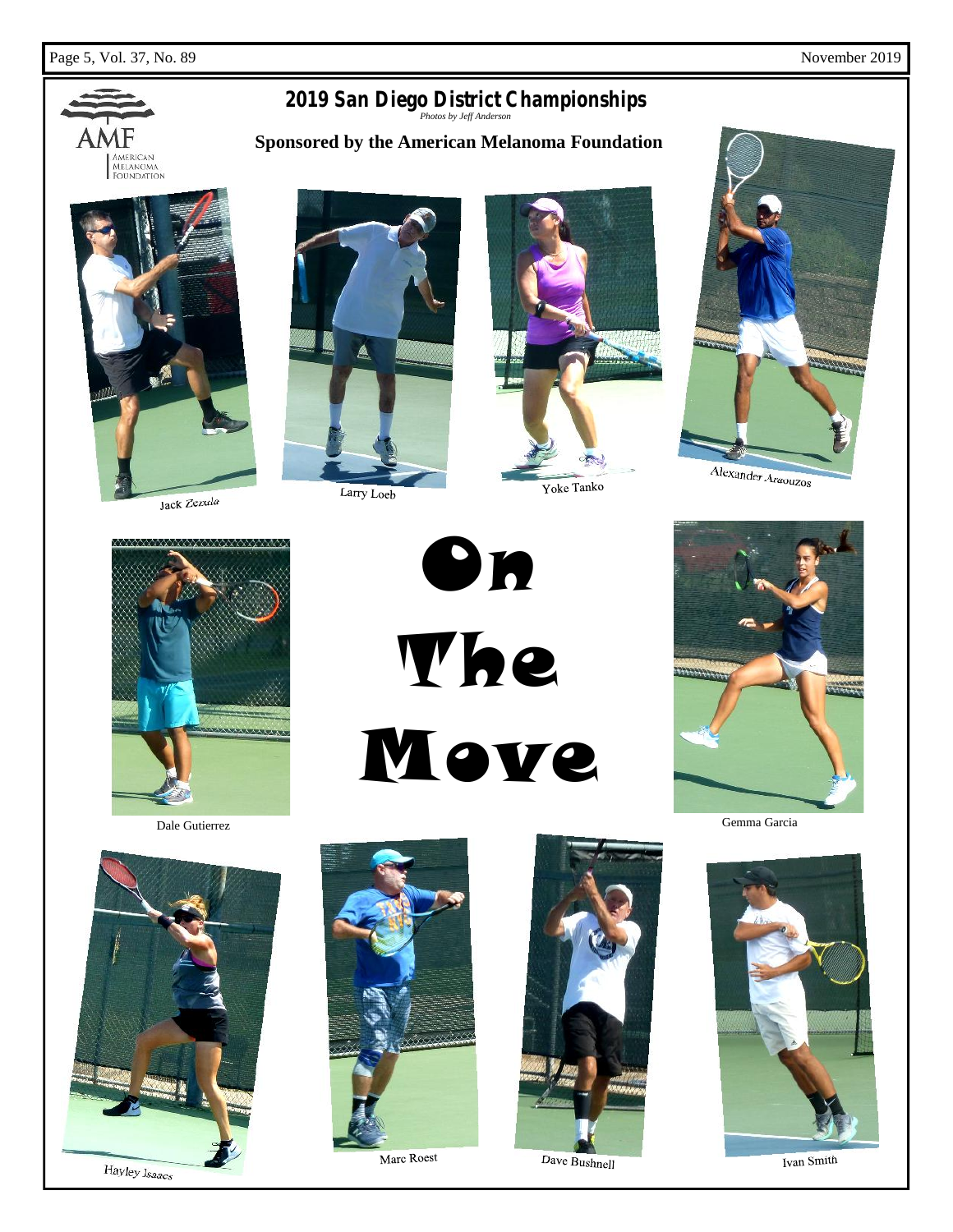AMF AMERICAN MELANOMA FOUNDATION

# 2019 San Diego District Championships

*Photos by Jeff Anderson*

**Sponsored by the American Melanoma Foundation**

Jack Zezula

Larry Loeb

Yoke Tanko

Alexander Araouzos

# On The Move

Dale Gutierrez

Gemma Garcia

Hayley Isaacs

Marc Roest

Dave Bushnell

Ivan Smith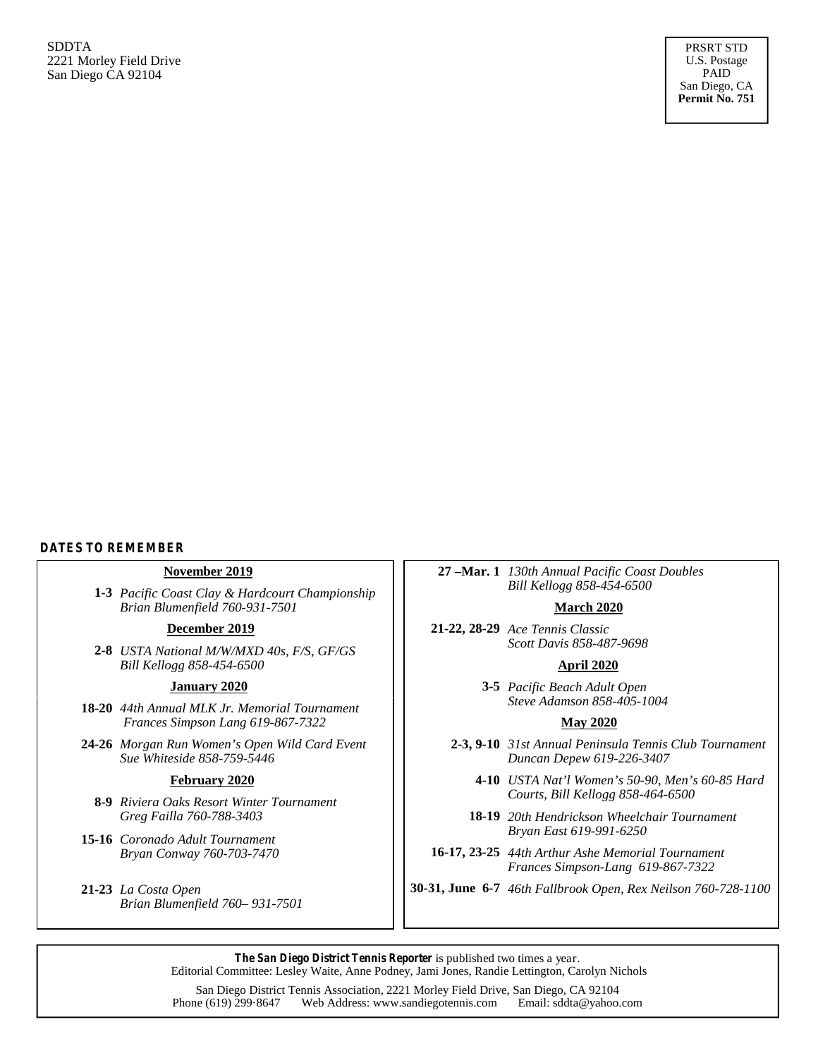SDDTA
2221 Morley Field Drive
San Diego CA 92104

PRSRT STD
U.S. Postage
PAID
San Diego, CA
**Permit No. 751**

## DATES TO REMEMBER

**November 2019**

**1-3** *Pacific Coast Clay & Hardcourt Championship*
*Brian Blumenfield 760-931-7501*

**December 2019**

**2-8** *USTA National M/W/MXD 40s, F/S, GF/GS*
*Bill Kellogg 858-454-6500*

**January 2020**

**18-20** *44th Annual MLK Jr. Memorial Tournament*
*Frances Simpson Lang 619-867-7322*

**24-26** *Morgan Run Women's Open Wild Card Event*
*Sue Whiteside 858-759-5446*

**February 2020**

**8-9** *Riviera Oaks Resort Winter Tournament*
*Greg Failla 760-788-3403*

**15-16** *Coronado Adult Tournament*
*Bryan Conway 760-703-7470*

**21-23** *La Costa Open*
*Brian Blumenfield 760– 931-7501*

**27 –Mar. 1** *130th Annual Pacific Coast Doubles*
*Bill Kellogg 858-454-6500*

**March 2020**

**21-22, 28-29** *Ace Tennis Classic*
*Scott Davis 858-487-9698*

**April 2020**

**3-5** *Pacific Beach Adult Open*
*Steve Adamson 858-405-1004*

**May 2020**

**2-3, 9-10** *31st Annual Peninsula Tennis Club Tournament*
*Duncan Depew 619-226-3407*

**4-10** *USTA Nat'l Women's 50-90, Men's 60-85 Hard Courts, Bill Kellogg 858-464-6500*

**18-19** *20th Hendrickson Wheelchair Tournament*
*Bryan East 619-991-6250*

**16-17, 23-25** *44th Arthur Ashe Memorial Tournament*
*Frances Simpson-Lang 619-867-7322*

**30-31, June 6-7** *46th Fallbrook Open, Rex Neilson 760-728-1100*

---

**The San Diego District Tennis Reporter** is published two times a year.
Editorial Committee: Lesley Waite, Anne Podney, Jami Jones, Randie Lettington, Carolyn Nichols

San Diego District Tennis Association, 2221 Morley Field Drive, San Diego, CA 92104
Phone (619) 299·8647 Web Address: www.sandiegotennis.com Email: sddta@yahoo.com